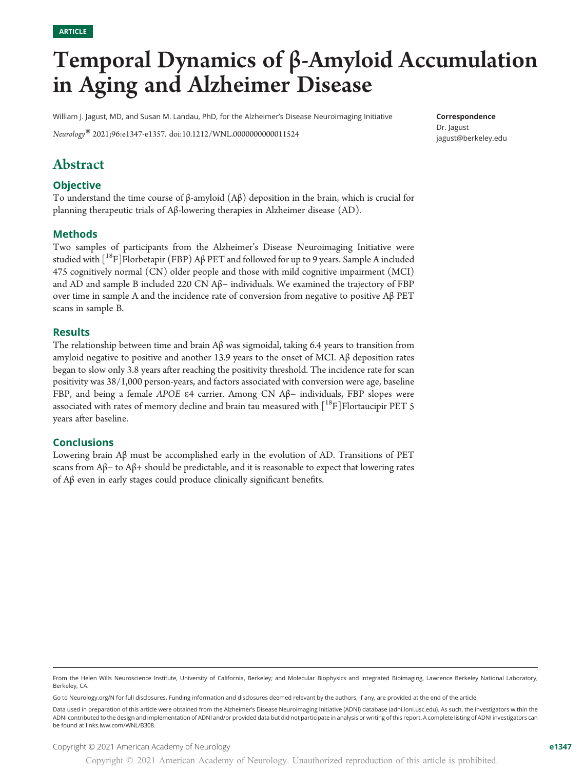ARTICLE

# Temporal Dynamics of β-Amyloid Accumulation in Aging and Alzheimer Disease

William J. Jagust, MD, and Susan M. Landau, PhD, for the Alzheimer's Disease Neuroimaging Initiative

*Neurology®* 2021;96:e1347-e1357. doi:10.1212/WNL.0000000000011524

**Correspondence**
Dr. Jagust
jagust@berkeley.edu

## Abstract

### Objective

To understand the time course of β-amyloid (Aβ) deposition in the brain, which is crucial for planning therapeutic trials of Aβ-lowering therapies in Alzheimer disease (AD).

### Methods

Two samples of participants from the Alzheimer's Disease Neuroimaging Initiative were studied with [$^{18}$F]Florbetapir (FBP) Aβ PET and followed for up to 9 years. Sample A included 475 cognitively normal (CN) older people and those with mild cognitive impairment (MCI) and AD and sample B included 220 CN Aβ− individuals. We examined the trajectory of FBP over time in sample A and the incidence rate of conversion from negative to positive Aβ PET scans in sample B.

### Results

The relationship between time and brain Aβ was sigmoidal, taking 6.4 years to transition from amyloid negative to positive and another 13.9 years to the onset of MCI. Aβ deposition rates began to slow only 3.8 years after reaching the positivity threshold. The incidence rate for scan positivity was 38/1,000 person-years, and factors associated with conversion were age, baseline FBP, and being a female *APOE* ε4 carrier. Among CN Aβ− individuals, FBP slopes were associated with rates of memory decline and brain tau measured with [$^{18}$F]Flortaucipir PET 5 years after baseline.

### Conclusions

Lowering brain Aβ must be accomplished early in the evolution of AD. Transitions of PET scans from Aβ− to Aβ+ should be predictable, and it is reasonable to expect that lowering rates of Aβ even in early stages could produce clinically significant benefits.

From the Helen Wills Neuroscience Institute, University of California, Berkeley; and Molecular Biophysics and Integrated Bioimaging, Lawrence Berkeley National Laboratory, Berkeley, CA.

Go to Neurology.org/N for full disclosures. Funding information and disclosures deemed relevant by the authors, if any, are provided at the end of the article.

Data used in preparation of this article were obtained from the Alzheimer's Disease Neuroimaging Initiative (ADNI) database (adni.loni.usc.edu). As such, the investigators within the ADNI contributed to the design and implementation of ADNI and/or provided data but did not participate in analysis or writing of this report. A complete listing of ADNI investigators can be found at links.lww.com/WNL/B308.

Copyright © 2021 American Academy of Neurology

Copyright © 2021 American Academy of Neurology. Unauthorized reproduction of this article is prohibited.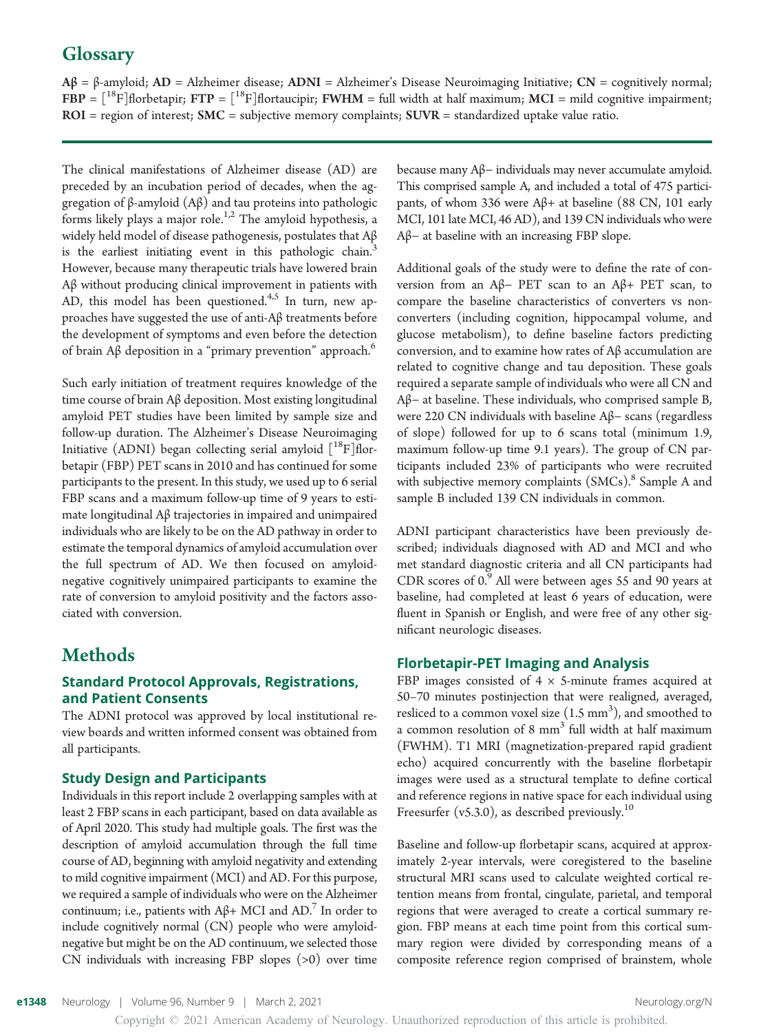## Glossary

**Aβ** = β-amyloid; **AD** = Alzheimer disease; **ADNI** = Alzheimer's Disease Neuroimaging Initiative; **CN** = cognitively normal; **FBP** = $[^{18}F]$florbetapir; **FTP** = $[^{18}F]$flortaucipir; **FWHM** = full width at half maximum; **MCI** = mild cognitive impairment; **ROI** = region of interest; **SMC** = subjective memory complaints; **SUVR** = standardized uptake value ratio.

The clinical manifestations of Alzheimer disease (AD) are preceded by an incubation period of decades, when the aggregation of β-amyloid (Aβ) and tau proteins into pathologic forms likely plays a major role.[1,2] The amyloid hypothesis, a widely held model of disease pathogenesis, postulates that Aβ is the earliest initiating event in this pathologic chain.[3] However, because many therapeutic trials have lowered brain Aβ without producing clinical improvement in patients with AD, this model has been questioned.[4,5] In turn, new approaches have suggested the use of anti-Aβ treatments before the development of symptoms and even before the detection of brain Aβ deposition in a "primary prevention" approach.[6]

Such early initiation of treatment requires knowledge of the time course of brain Aβ deposition. Most existing longitudinal amyloid PET studies have been limited by sample size and follow-up duration. The Alzheimer's Disease Neuroimaging Initiative (ADNI) began collecting serial amyloid $[^{18}F]$florbetapir (FBP) PET scans in 2010 and has continued for some participants to the present. In this study, we used up to 6 serial FBP scans and a maximum follow-up time of 9 years to estimate longitudinal Aβ trajectories in impaired and unimpaired individuals who are likely to be on the AD pathway in order to estimate the temporal dynamics of amyloid accumulation over the full spectrum of AD. We then focused on amyloid-negative cognitively unimpaired participants to examine the rate of conversion to amyloid positivity and the factors associated with conversion.

# Methods

### Standard Protocol Approvals, Registrations, and Patient Consents

The ADNI protocol was approved by local institutional review boards and written informed consent was obtained from all participants.

### Study Design and Participants

Individuals in this report include 2 overlapping samples with at least 2 FBP scans in each participant, based on data available as of April 2020. This study had multiple goals. The first was the description of amyloid accumulation through the full time course of AD, beginning with amyloid negativity and extending to mild cognitive impairment (MCI) and AD. For this purpose, we required a sample of individuals who were on the Alzheimer continuum; i.e., patients with Aβ+ MCI and AD.[7] In order to include cognitively normal (CN) people who were amyloid-negative but might be on the AD continuum, we selected those CN individuals with increasing FBP slopes (>0) over time because many Aβ− individuals may never accumulate amyloid. This comprised sample A, and included a total of 475 participants, of whom 336 were Aβ+ at baseline (88 CN, 101 early MCI, 101 late MCI, 46 AD), and 139 CN individuals who were Aβ− at baseline with an increasing FBP slope.

Additional goals of the study were to define the rate of conversion from an Aβ− PET scan to an Aβ+ PET scan, to compare the baseline characteristics of converters vs nonconverters (including cognition, hippocampal volume, and glucose metabolism), to define baseline factors predicting conversion, and to examine how rates of Aβ accumulation are related to cognitive change and tau deposition. These goals required a separate sample of individuals who were all CN and Aβ− at baseline. These individuals, who comprised sample B, were 220 CN individuals with baseline Aβ− scans (regardless of slope) followed for up to 6 scans total (minimum 1.9, maximum follow-up time 9.1 years). The group of CN participants included 23% of participants who were recruited with subjective memory complaints (SMCs).[8] Sample A and sample B included 139 CN individuals in common.

ADNI participant characteristics have been previously described; individuals diagnosed with AD and MCI and who met standard diagnostic criteria and all CN participants had CDR scores of 0.[9] All were between ages 55 and 90 years at baseline, had completed at least 6 years of education, were fluent in Spanish or English, and were free of any other significant neurologic diseases.

### Florbetapir-PET Imaging and Analysis

FBP images consisted of 4 × 5-minute frames acquired at 50–70 minutes postinjection that were realigned, averaged, resliced to a common voxel size (1.5 $mm^3$), and smoothed to a common resolution of 8 $mm^3$ full width at half maximum (FWHM). T1 MRI (magnetization-prepared rapid gradient echo) acquired concurrently with the baseline florbetapir images were used as a structural template to define cortical and reference regions in native space for each individual using Freesurfer (v5.3.0), as described previously.[10]

Baseline and follow-up florbetapir scans, acquired at approximately 2-year intervals, were coregistered to the baseline structural MRI scans used to calculate weighted cortical retention means from frontal, cingulate, parietal, and temporal regions that were averaged to create a cortical summary region. FBP means at each time point from this cortical summary region were divided by corresponding means of a composite reference region comprised of brainstem, whole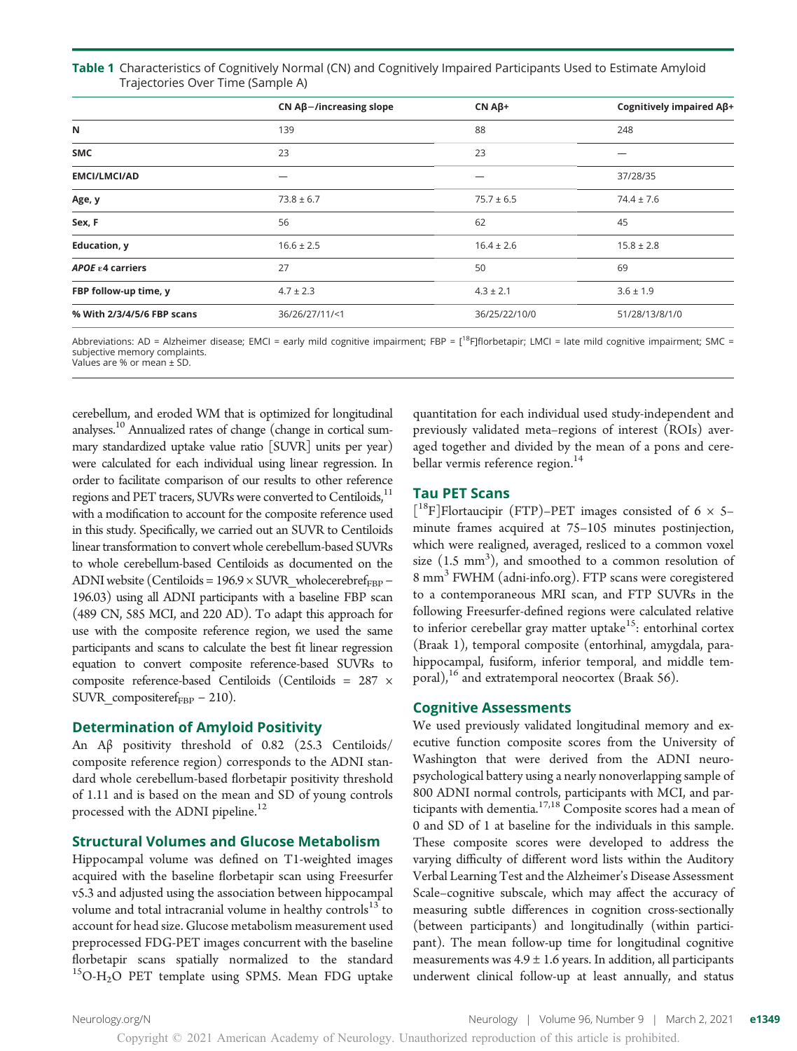**Table 1** Characteristics of Cognitively Normal (CN) and Cognitively Impaired Participants Used to Estimate Amyloid Trajectories Over Time (Sample A)

| | CN Aβ−/increasing slope | CN Aβ+ | Cognitively impaired Aβ+ |
|---|---|---|---|
| **N** | 139 | 88 | 248 |
| **SMC** | 23 | 23 | — |
| **EMCI/LMCI/AD** | — | — | 37/28/35 |
| **Age, y** | 73.8 ± 6.7 | 75.7 ± 6.5 | 74.4 ± 7.6 |
| **Sex, F** | 56 | 62 | 45 |
| **Education, y** | 16.6 ± 2.5 | 16.4 ± 2.6 | 15.8 ± 2.8 |
| ***APOE* ε4 carriers** | 27 | 50 | 69 |
| **FBP follow-up time, y** | 4.7 ± 2.3 | 4.3 ± 2.1 | 3.6 ± 1.9 |
| **% With 2/3/4/5/6 FBP scans** | 36/26/27/11/<1 | 36/25/22/10/0 | 51/28/13/8/1/0 |

Abbreviations: AD = Alzheimer disease; EMCI = early mild cognitive impairment; FBP = [$^{18}$F]florbetapir; LMCI = late mild cognitive impairment; SMC = subjective memory complaints.
Values are % or mean ± SD.

cerebellum, and eroded WM that is optimized for longitudinal analyses.[10] Annualized rates of change (change in cortical summary standardized uptake value ratio [SUVR] units per year) were calculated for each individual using linear regression. In order to facilitate comparison of our results to other reference regions and PET tracers, SUVRs were converted to Centiloids,[11] with a modification to account for the composite reference used in this study. Specifically, we carried out an SUVR to Centiloids linear transformation to convert whole cerebellum-based SUVRs to whole cerebellum-based Centiloids as documented on the ADNI website (Centiloids = $196.9 \times \text{SUVR\_wholecerebref}_{FBP} - 196.03$) using all ADNI participants with a baseline FBP scan (489 CN, 585 MCI, and 220 AD). To adapt this approach for use with the composite reference region, we used the same participants and scans to calculate the best fit linear regression equation to convert composite reference-based SUVRs to composite reference-based Centiloids (Centiloids = $287 \times \text{SUVR\_compositeref}_{FBP} - 210$).

## Determination of Amyloid Positivity

An Aβ positivity threshold of 0.82 (25.3 Centiloids/composite reference region) corresponds to the ADNI standard whole cerebellum-based florbetapir positivity threshold of 1.11 and is based on the mean and SD of young controls processed with the ADNI pipeline.[12]

## Structural Volumes and Glucose Metabolism

Hippocampal volume was defined on T1-weighted images acquired with the baseline florbetapir scan using Freesurfer v5.3 and adjusted using the association between hippocampal volume and total intracranial volume in healthy controls[13] to account for head size. Glucose metabolism measurement used preprocessed FDG-PET images concurrent with the baseline florbetapir scans spatially normalized to the standard $^{15}O\text{-}H_2O$ PET template using SPM5. Mean FDG uptake quantitation for each individual used study-independent and previously validated meta–regions of interest (ROIs) averaged together and divided by the mean of a pons and cerebellar vermis reference region.[14]

## Tau PET Scans

[$^{18}$F]Flortaucipir (FTP)–PET images consisted of 6 × 5-minute frames acquired at 75–105 minutes postinjection, which were realigned, averaged, resliced to a common voxel size (1.5 mm$^3$), and smoothed to a common resolution of 8 mm$^3$ FWHM (adni-info.org). FTP scans were coregistered to a contemporaneous MRI scan, and FTP SUVRs in the following Freesurfer-defined regions were calculated relative to inferior cerebellar gray matter uptake[15]: entorhinal cortex (Braak 1), temporal composite (entorhinal, amygdala, parahippocampal, fusiform, inferior temporal, and middle temporal),[16] and extratemporal neocortex (Braak 56).

## Cognitive Assessments

We used previously validated longitudinal memory and executive function composite scores from the University of Washington that were derived from the ADNI neuropsychological battery using a nearly nonoverlapping sample of 800 ADNI normal controls, participants with MCI, and participants with dementia.[17,18] Composite scores had a mean of 0 and SD of 1 at baseline for the individuals in this sample. These composite scores were developed to address the varying difficulty of different word lists within the Auditory Verbal Learning Test and the Alzheimer's Disease Assessment Scale–cognitive subscale, which may affect the accuracy of measuring subtle differences in cognition cross-sectionally (between participants) and longitudinally (within participant). The mean follow-up time for longitudinal cognitive measurements was 4.9 ± 1.6 years. In addition, all participants underwent clinical follow-up at least annually, and status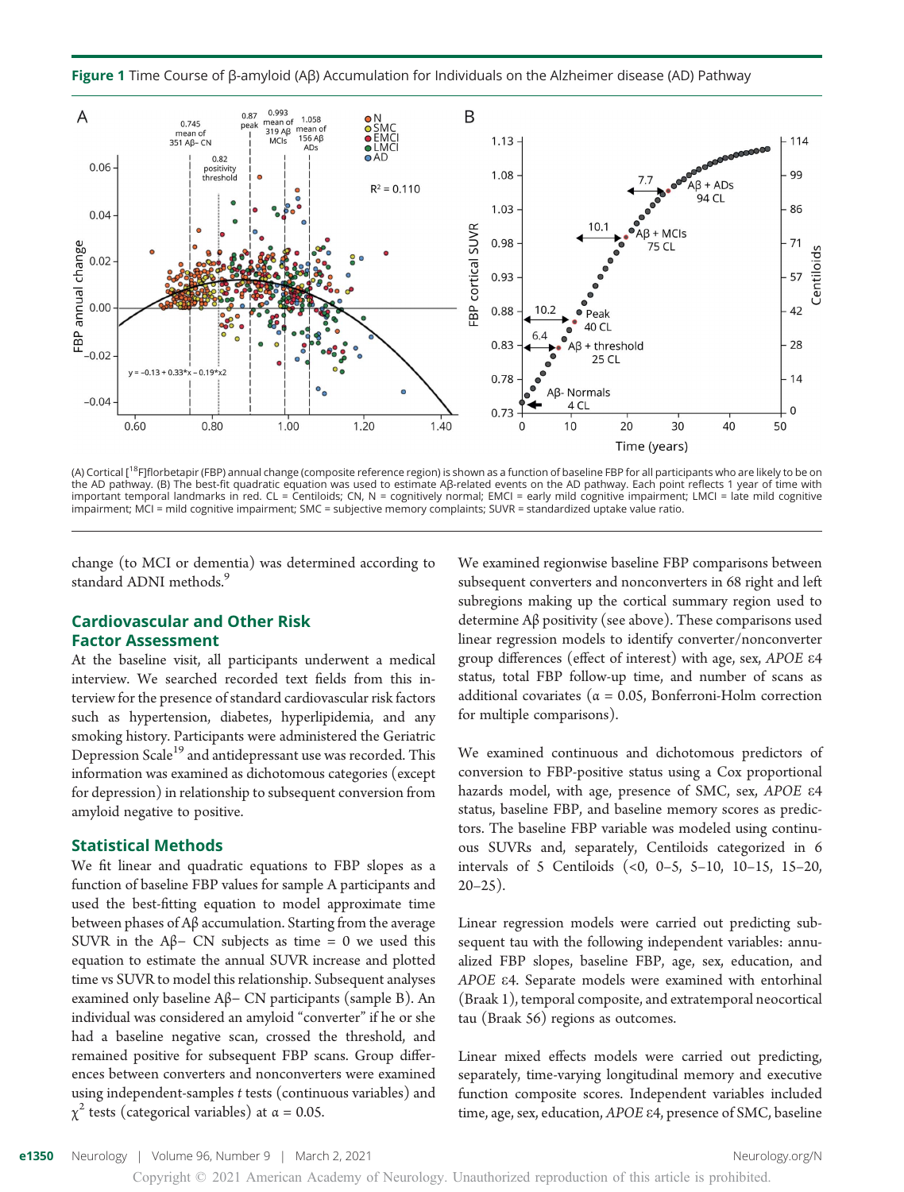**Figure 1** Time Course of β-amyloid (Aβ) Accumulation for Individuals on the Alzheimer disease (AD) Pathway

(A) Cortical [[18]F]florbetapir (FBP) annual change (composite reference region) is shown as a function of baseline FBP for all participants who are likely to be on the AD pathway. (B) The best-fit quadratic equation was used to estimate Aβ-related events on the AD pathway. Each point reflects 1 year of time with important temporal landmarks in red. CL = Centiloids; CN, N = cognitively normal; EMCI = early mild cognitive impairment; LMCI = late mild cognitive impairment; MCI = mild cognitive impairment; SMC = subjective memory complaints; SUVR = standardized uptake value ratio.

change (to MCI or dementia) was determined according to standard ADNI methods.[9]

## Cardiovascular and Other Risk Factor Assessment

At the baseline visit, all participants underwent a medical interview. We searched recorded text fields from this interview for the presence of standard cardiovascular risk factors such as hypertension, diabetes, hyperlipidemia, and any smoking history. Participants were administered the Geriatric Depression Scale[19] and antidepressant use was recorded. This information was examined as dichotomous categories (except for depression) in relationship to subsequent conversion from amyloid negative to positive.

## Statistical Methods

We fit linear and quadratic equations to FBP slopes as a function of baseline FBP values for sample A participants and used the best-fitting equation to model approximate time between phases of Aβ accumulation. Starting from the average SUVR in the Aβ− CN subjects as time = 0 we used this equation to estimate the annual SUVR increase and plotted time vs SUVR to model this relationship. Subsequent analyses examined only baseline Aβ− CN participants (sample B). An individual was considered an amyloid "converter" if he or she had a baseline negative scan, crossed the threshold, and remained positive for subsequent FBP scans. Group differences between converters and nonconverters were examined using independent-samples *t* tests (continuous variables) and $\chi^2$ tests (categorical variables) at $\alpha = 0.05$.

We examined regionwise baseline FBP comparisons between subsequent converters and nonconverters in 68 right and left subregions making up the cortical summary region used to determine Aβ positivity (see above). These comparisons used linear regression models to identify converter/nonconverter group differences (effect of interest) with age, sex, *APOE* ε4 status, total FBP follow-up time, and number of scans as additional covariates ($\alpha = 0.05$, Bonferroni-Holm correction for multiple comparisons).

We examined continuous and dichotomous predictors of conversion to FBP-positive status using a Cox proportional hazards model, with age, presence of SMC, sex, *APOE* ε4 status, baseline FBP, and baseline memory scores as predictors. The baseline FBP variable was modeled using continuous SUVRs and, separately, Centiloids categorized in 6 intervals of 5 Centiloids (<0, 0–5, 5–10, 10–15, 15–20, 20–25).

Linear regression models were carried out predicting subsequent tau with the following independent variables: annualized FBP slopes, baseline FBP, age, sex, education, and *APOE* ε4. Separate models were examined with entorhinal (Braak 1), temporal composite, and extratemporal neocortical tau (Braak 56) regions as outcomes.

Linear mixed effects models were carried out predicting, separately, time-varying longitudinal memory and executive function composite scores. Independent variables included time, age, sex, education, *APOE* ε4, presence of SMC, baseline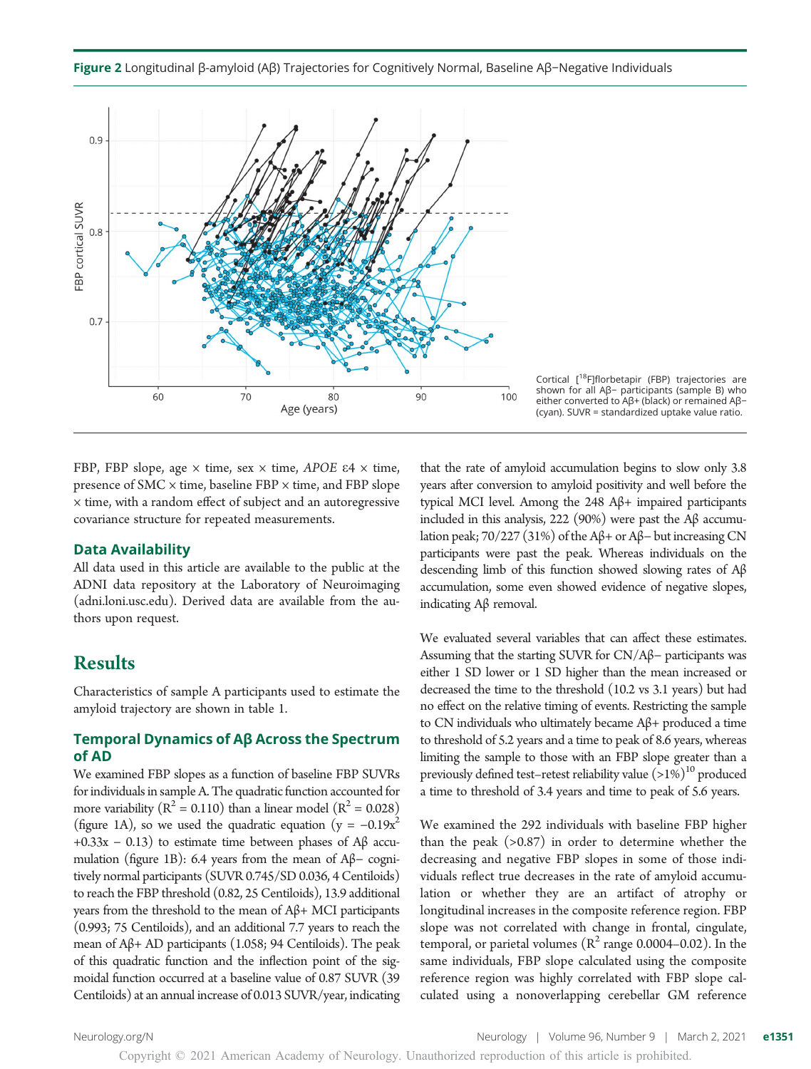**Figure 2** Longitudinal β-amyloid (Aβ) Trajectories for Cognitively Normal, Baseline Aβ−Negative Individuals

Cortical [[18]F]florbetapir (FBP) trajectories are shown for all Aβ− participants (sample B) who either converted to Aβ+ (black) or remained Aβ− (cyan). SUVR = standardized uptake value ratio.

FBP, FBP slope, age × time, sex × time, *APOE* ε4 × time, presence of SMC × time, baseline FBP × time, and FBP slope × time, with a random effect of subject and an autoregressive covariance structure for repeated measurements.

### Data Availability

All data used in this article are available to the public at the ADNI data repository at the Laboratory of Neuroimaging (adni.loni.usc.edu). Derived data are available from the authors upon request.

## Results

Characteristics of sample A participants used to estimate the amyloid trajectory are shown in table 1.

### Temporal Dynamics of Aβ Across the Spectrum of AD

We examined FBP slopes as a function of baseline FBP SUVRs for individuals in sample A. The quadratic function accounted for more variability ($R^2$ = 0.110) than a linear model ($R^2$ = 0.028) (figure 1A), so we used the quadratic equation ($y = -0.19x^2 + 0.33x - 0.13$) to estimate time between phases of Aβ accumulation (figure 1B): 6.4 years from the mean of Aβ− cognitively normal participants (SUVR 0.745/SD 0.036, 4 Centiloids) to reach the FBP threshold (0.82, 25 Centiloids), 13.9 additional years from the threshold to the mean of Aβ+ MCI participants (0.993; 75 Centiloids), and an additional 7.7 years to reach the mean of Aβ+ AD participants (1.058; 94 Centiloids). The peak of this quadratic function and the inflection point of the sigmoidal function occurred at a baseline value of 0.87 SUVR (39 Centiloids) at an annual increase of 0.013 SUVR/year, indicating that the rate of amyloid accumulation begins to slow only 3.8 years after conversion to amyloid positivity and well before the typical MCI level. Among the 248 Aβ+ impaired participants included in this analysis, 222 (90%) were past the Aβ accumulation peak; 70/227 (31%) of the Aβ+ or Aβ− but increasing CN participants were past the peak. Whereas individuals on the descending limb of this function showed slowing rates of Aβ accumulation, some even showed evidence of negative slopes, indicating Aβ removal.

We evaluated several variables that can affect these estimates. Assuming that the starting SUVR for CN/Aβ− participants was either 1 SD lower or 1 SD higher than the mean increased or decreased the time to the threshold (10.2 vs 3.1 years) but had no effect on the relative timing of events. Restricting the sample to CN individuals who ultimately became Aβ+ produced a time to threshold of 5.2 years and a time to peak of 8.6 years, whereas limiting the sample to those with an FBP slope greater than a previously defined test–retest reliability value (>1%)[10] produced a time to threshold of 3.4 years and time to peak of 5.6 years.

We examined the 292 individuals with baseline FBP higher than the peak (>0.87) in order to determine whether the decreasing and negative FBP slopes in some of those individuals reflect true decreases in the rate of amyloid accumulation or whether they are an artifact of atrophy or longitudinal increases in the composite reference region. FBP slope was not correlated with change in frontal, cingulate, temporal, or parietal volumes ($R^2$ range 0.0004–0.02). In the same individuals, FBP slope calculated using the composite reference region was highly correlated with FBP slope calculated using a nonoverlapping cerebellar GM reference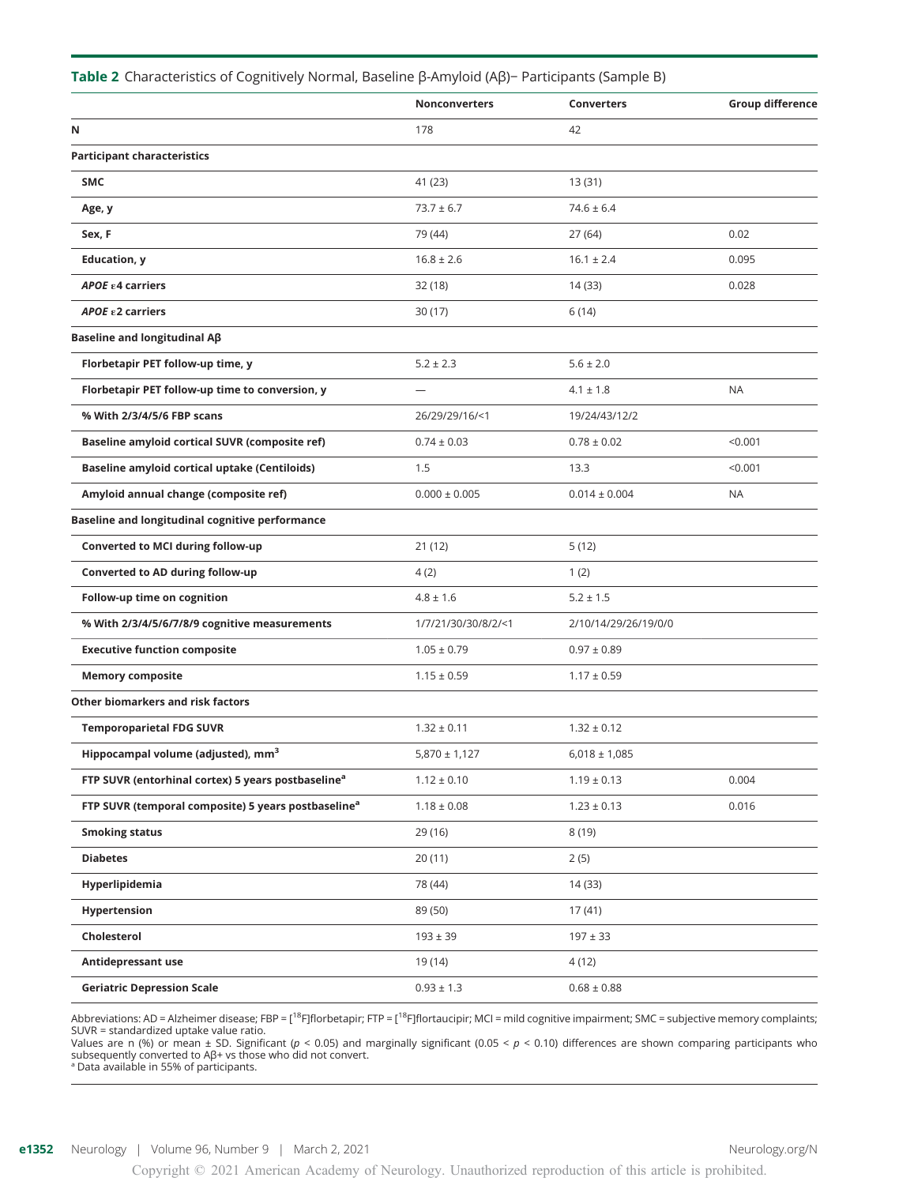**Table 2** Characteristics of Cognitively Normal, Baseline β-Amyloid (Aβ)− Participants (Sample B)

| | Nonconverters | Converters | Group difference |
|---|---|---|---|
| N | 178 | 42 | |
| **Participant characteristics** | | | |
| SMC | 41 (23) | 13 (31) | |
| Age, y | 73.7 ± 6.7 | 74.6 ± 6.4 | |
| Sex, F | 79 (44) | 27 (64) | 0.02 |
| Education, y | 16.8 ± 2.6 | 16.1 ± 2.4 | 0.095 |
| *APOE* ε4 carriers | 32 (18) | 14 (33) | 0.028 |
| *APOE* ε2 carriers | 30 (17) | 6 (14) | |
| **Baseline and longitudinal Aβ** | | | |
| Florbetapir PET follow-up time, y | 5.2 ± 2.3 | 5.6 ± 2.0 | |
| Florbetapir PET follow-up time to conversion, y | — | 4.1 ± 1.8 | NA |
| % With 2/3/4/5/6 FBP scans | 26/29/29/16/<1 | 19/24/43/12/2 | |
| Baseline amyloid cortical SUVR (composite ref) | 0.74 ± 0.03 | 0.78 ± 0.02 | <0.001 |
| Baseline amyloid cortical uptake (Centiloids) | 1.5 | 13.3 | <0.001 |
| Amyloid annual change (composite ref) | 0.000 ± 0.005 | 0.014 ± 0.004 | NA |
| **Baseline and longitudinal cognitive performance** | | | |
| Converted to MCI during follow-up | 21 (12) | 5 (12) | |
| Converted to AD during follow-up | 4 (2) | 1 (2) | |
| Follow-up time on cognition | 4.8 ± 1.6 | 5.2 ± 1.5 | |
| % With 2/3/4/5/6/7/8/9 cognitive measurements | 1/7/21/30/30/8/2/<1 | 2/10/14/29/26/19/0/0 | |
| Executive function composite | 1.05 ± 0.79 | 0.97 ± 0.89 | |
| Memory composite | 1.15 ± 0.59 | 1.17 ± 0.59 | |
| **Other biomarkers and risk factors** | | | |
| Temporoparietal FDG SUVR | 1.32 ± 0.11 | 1.32 ± 0.12 | |
| Hippocampal volume (adjusted), $mm^3$ | 5,870 ± 1,127 | 6,018 ± 1,085 | |
| FTP SUVR (entorhinal cortex) 5 years postbaseline[a] | 1.12 ± 0.10 | 1.19 ± 0.13 | 0.004 |
| FTP SUVR (temporal composite) 5 years postbaseline[a] | 1.18 ± 0.08 | 1.23 ± 0.13 | 0.016 |
| Smoking status | 29 (16) | 8 (19) | |
| Diabetes | 20 (11) | 2 (5) | |
| Hyperlipidemia | 78 (44) | 14 (33) | |
| Hypertension | 89 (50) | 17 (41) | |
| Cholesterol | 193 ± 39 | 197 ± 33 | |
| Antidepressant use | 19 (14) | 4 (12) | |
| Geriatric Depression Scale | 0.93 ± 1.3 | 0.68 ± 0.88 | |

Abbreviations: AD = Alzheimer disease; FBP = [[18]F]florbetapir; FTP = [[18]F]flortaucipir; MCI = mild cognitive impairment; SMC = subjective memory complaints; SUVR = standardized uptake value ratio.
Values are n (%) or mean ± SD. Significant ($p$ < 0.05) and marginally significant (0.05 < $p$ < 0.10) differences are shown comparing participants who subsequently converted to Aβ+ vs those who did not convert.
[a] Data available in 55% of participants.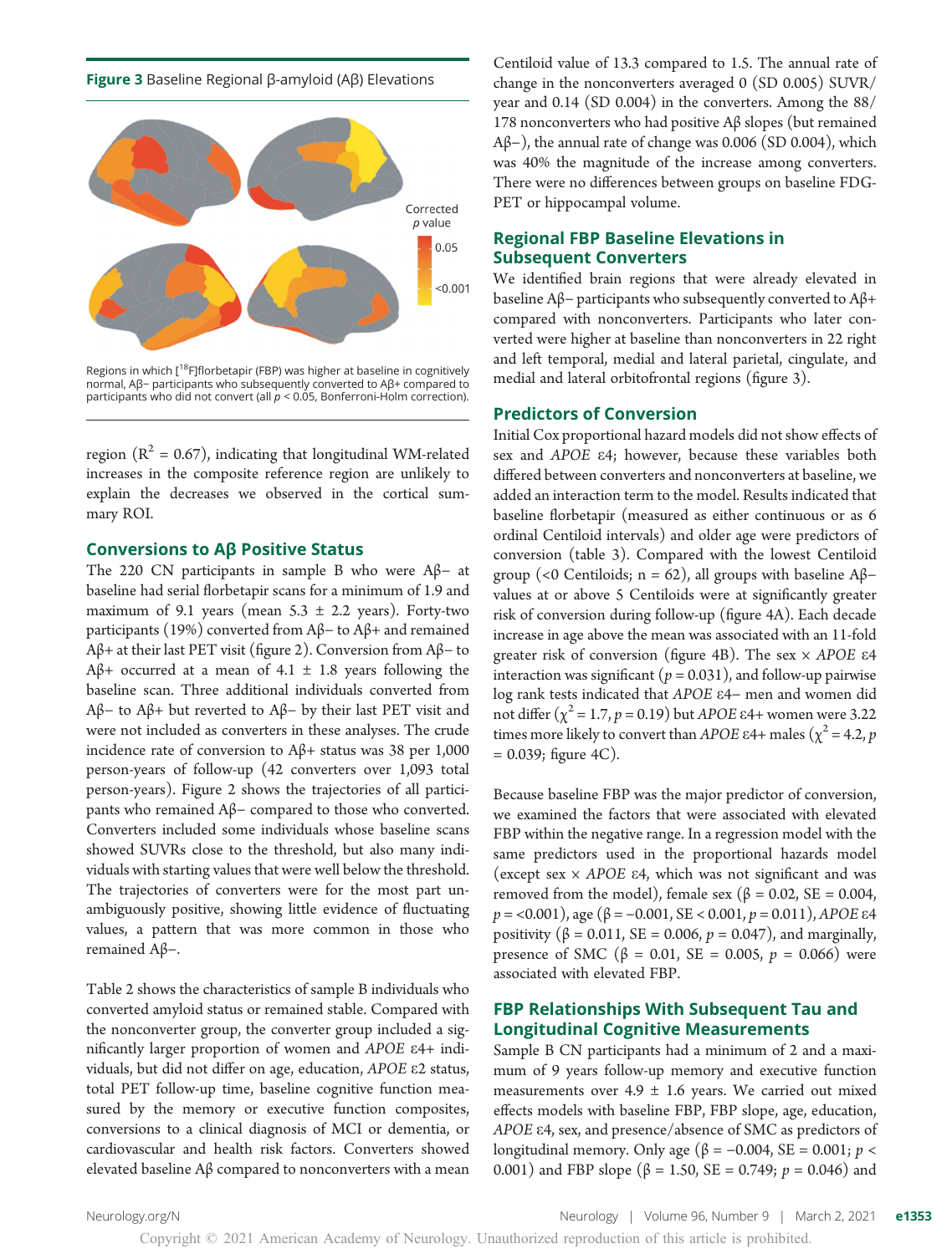**Figure 3** Baseline Regional β-amyloid (Aβ) Elevations

Regions in which [18F]florbetapir (FBP) was higher at baseline in cognitively normal, Aβ− participants who subsequently converted to Aβ+ compared to participants who did not convert (all $p < 0.05$, Bonferroni-Holm correction).

region ($R^2 = 0.67$), indicating that longitudinal WM-related increases in the composite reference region are unlikely to explain the decreases we observed in the cortical summary ROI.

## Conversions to Aβ Positive Status

The 220 CN participants in sample B who were Aβ− at baseline had serial florbetapir scans for a minimum of 1.9 and maximum of 9.1 years (mean 5.3 ± 2.2 years). Forty-two participants (19%) converted from Aβ− to Aβ+ and remained Aβ+ at their last PET visit (figure 2). Conversion from Aβ− to Aβ+ occurred at a mean of 4.1 ± 1.8 years following the baseline scan. Three additional individuals converted from Aβ− to Aβ+ but reverted to Aβ− by their last PET visit and were not included as converters in these analyses. The crude incidence rate of conversion to Aβ+ status was 38 per 1,000 person-years of follow-up (42 converters over 1,093 total person-years). Figure 2 shows the trajectories of all participants who remained Aβ− compared to those who converted. Converters included some individuals whose baseline scans showed SUVRs close to the threshold, but also many individuals with starting values that were well below the threshold. The trajectories of converters were for the most part unambiguously positive, showing little evidence of fluctuating values, a pattern that was more common in those who remained Aβ−.

Table 2 shows the characteristics of sample B individuals who converted amyloid status or remained stable. Compared with the nonconverter group, the converter group included a significantly larger proportion of women and *APOE* ε4+ individuals, but did not differ on age, education, *APOE* ε2 status, total PET follow-up time, baseline cognitive function measured by the memory or executive function composites, conversions to a clinical diagnosis of MCI or dementia, or cardiovascular and health risk factors. Converters showed elevated baseline Aβ compared to nonconverters with a mean Centiloid value of 13.3 compared to 1.5. The annual rate of change in the nonconverters averaged 0 (SD 0.005) SUVR/year and 0.14 (SD 0.004) in the converters. Among the 88/178 nonconverters who had positive Aβ slopes (but remained Aβ−), the annual rate of change was 0.006 (SD 0.004), which was 40% the magnitude of the increase among converters. There were no differences between groups on baseline FDG-PET or hippocampal volume.

## Regional FBP Baseline Elevations in Subsequent Converters

We identified brain regions that were already elevated in baseline Aβ− participants who subsequently converted to Aβ+ compared with nonconverters. Participants who later converted were higher at baseline than nonconverters in 22 right and left temporal, medial and lateral parietal, cingulate, and medial and lateral orbitofrontal regions (figure 3).

## Predictors of Conversion

Initial Cox proportional hazard models did not show effects of sex and *APOE* ε4; however, because these variables both differed between converters and nonconverters at baseline, we added an interaction term to the model. Results indicated that baseline florbetapir (measured as either continuous or as 6 ordinal Centiloid intervals) and older age were predictors of conversion (table 3). Compared with the lowest Centiloid group (<0 Centiloids; n = 62), all groups with baseline Aβ− values at or above 5 Centiloids were at significantly greater risk of conversion during follow-up (figure 4A). Each decade increase in age above the mean was associated with an 11-fold greater risk of conversion (figure 4B). The sex × *APOE* ε4 interaction was significant ($p = 0.031$), and follow-up pairwise log rank tests indicated that *APOE* ε4− men and women did not differ ($\chi^2 = 1.7$, $p = 0.19$) but *APOE* ε4+ women were 3.22 times more likely to convert than *APOE* ε4+ males ($\chi^2 = 4.2$, $p = 0.039$; figure 4C).

Because baseline FBP was the major predictor of conversion, we examined the factors that were associated with elevated FBP within the negative range. In a regression model with the same predictors used in the proportional hazards model (except sex × *APOE* ε4, which was not significant and was removed from the model), female sex (β = 0.02, SE = 0.004, $p = <0.001$), age (β = −0.001, SE < 0.001, $p = 0.011$), *APOE* ε4 positivity (β = 0.011, SE = 0.006, $p = 0.047$), and marginally, presence of SMC (β = 0.01, SE = 0.005, $p = 0.066$) were associated with elevated FBP.

## FBP Relationships With Subsequent Tau and Longitudinal Cognitive Measurements

Sample B CN participants had a minimum of 2 and a maximum of 9 years follow-up memory and executive function measurements over 4.9 ± 1.6 years. We carried out mixed effects models with baseline FBP, FBP slope, age, education, *APOE* ε4, sex, and presence/absence of SMC as predictors of longitudinal memory. Only age (β = −0.004, SE = 0.001; $p < 0.001$) and FBP slope (β = 1.50, SE = 0.749; $p = 0.046$) and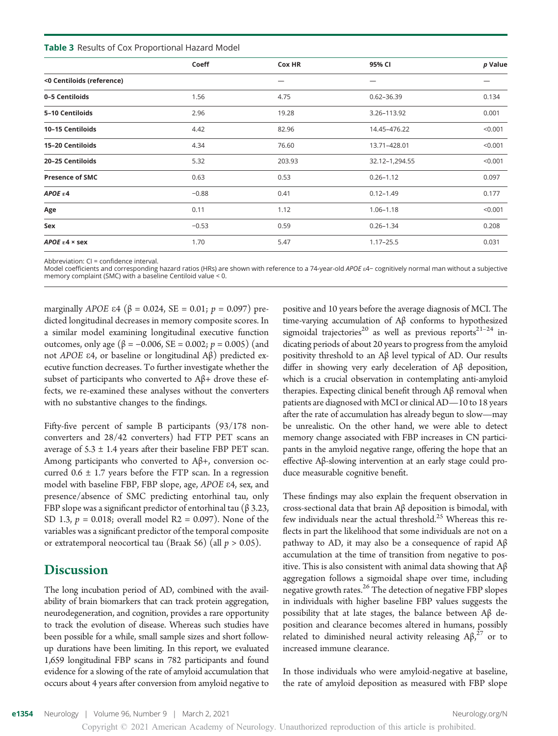**Table 3** Results of Cox Proportional Hazard Model

| | Coeff | Cox HR | 95% CI | *p* Value |
|---|---|---|---|---|
| **<0 Centiloids (reference)** | | — | — | — |
| **0–5 Centiloids** | 1.56 | 4.75 | 0.62–36.39 | 0.134 |
| **5–10 Centiloids** | 2.96 | 19.28 | 3.26–113.92 | 0.001 |
| **10–15 Centiloids** | 4.42 | 82.96 | 14.45–476.22 | <0.001 |
| **15–20 Centiloids** | 4.34 | 76.60 | 13.71–428.01 | <0.001 |
| **20–25 Centiloids** | 5.32 | 203.93 | 32.12–1,294.55 | <0.001 |
| **Presence of SMC** | 0.63 | 0.53 | 0.26–1.12 | 0.097 |
| ***APOE* ε4** | −0.88 | 0.41 | 0.12–1.49 | 0.177 |
| **Age** | 0.11 | 1.12 | 1.06–1.18 | <0.001 |
| **Sex** | −0.53 | 0.59 | 0.26–1.34 | 0.208 |
| ***APOE* ε4 × sex** | 1.70 | 5.47 | 1.17–25.5 | 0.031 |

Abbreviation: CI = confidence interval.
Model coefficients and corresponding hazard ratios (HRs) are shown with reference to a 74-year-old *APOE* ε4− cognitively normal man without a subjective memory complaint (SMC) with a baseline Centiloid value < 0.

marginally *APOE* ε4 ($\beta = 0.024$, SE = 0.01; $p = 0.097$) predicted longitudinal decreases in memory composite scores. In a similar model examining longitudinal executive function outcomes, only age ($\beta = -0.006$, SE = 0.002; $p = 0.005$) (and not *APOE* ε4, or baseline or longitudinal Aβ) predicted executive function decreases. To further investigate whether the subset of participants who converted to Aβ+ drove these effects, we re-examined these analyses without the converters with no substantive changes to the findings.

Fifty-five percent of sample B participants (93/178 nonconverters and 28/42 converters) had FTP PET scans an average of 5.3 ± 1.4 years after their baseline FBP PET scan. Among participants who converted to Aβ+, conversion occurred 0.6 ± 1.7 years before the FTP scan. In a regression model with baseline FBP, FBP slope, age, *APOE* ε4, sex, and presence/absence of SMC predicting entorhinal tau, only FBP slope was a significant predictor of entorhinal tau ($\beta$ 3.23, SD 1.3, $p = 0.018$; overall model R2 = 0.097). None of the variables was a significant predictor of the temporal composite or extratemporal neocortical tau (Braak 56) (all $p > 0.05$).

## Discussion

The long incubation period of AD, combined with the availability of brain biomarkers that can track protein aggregation, neurodegeneration, and cognition, provides a rare opportunity to track the evolution of disease. Whereas such studies have been possible for a while, small sample sizes and short follow-up durations have been limiting. In this report, we evaluated 1,659 longitudinal FBP scans in 782 participants and found evidence for a slowing of the rate of amyloid accumulation that occurs about 4 years after conversion from amyloid negative to positive and 10 years before the average diagnosis of MCI. The time-varying accumulation of Aβ conforms to hypothesized sigmoidal trajectories[20] as well as previous reports[21–24] indicating periods of about 20 years to progress from the amyloid positivity threshold to an Aβ level typical of AD. Our results differ in showing very early deceleration of Aβ deposition, which is a crucial observation in contemplating anti-amyloid therapies. Expecting clinical benefit through Aβ removal when patients are diagnosed with MCI or clinical AD—10 to 18 years after the rate of accumulation has already begun to slow—may be unrealistic. On the other hand, we were able to detect memory change associated with FBP increases in CN participants in the amyloid negative range, offering the hope that an effective Aβ-slowing intervention at an early stage could produce measurable cognitive benefit.

These findings may also explain the frequent observation in cross-sectional data that brain Aβ deposition is bimodal, with few individuals near the actual threshold.[25] Whereas this reflects in part the likelihood that some individuals are not on a pathway to AD, it may also be a consequence of rapid Aβ accumulation at the time of transition from negative to positive. This is also consistent with animal data showing that Aβ aggregation follows a sigmoidal shape over time, including negative growth rates.[26] The detection of negative FBP slopes in individuals with higher baseline FBP values suggests the possibility that at late stages, the balance between Aβ deposition and clearance becomes altered in humans, possibly related to diminished neural activity releasing Aβ,[27] or to increased immune clearance.

In those individuals who were amyloid-negative at baseline, the rate of amyloid deposition as measured with FBP slope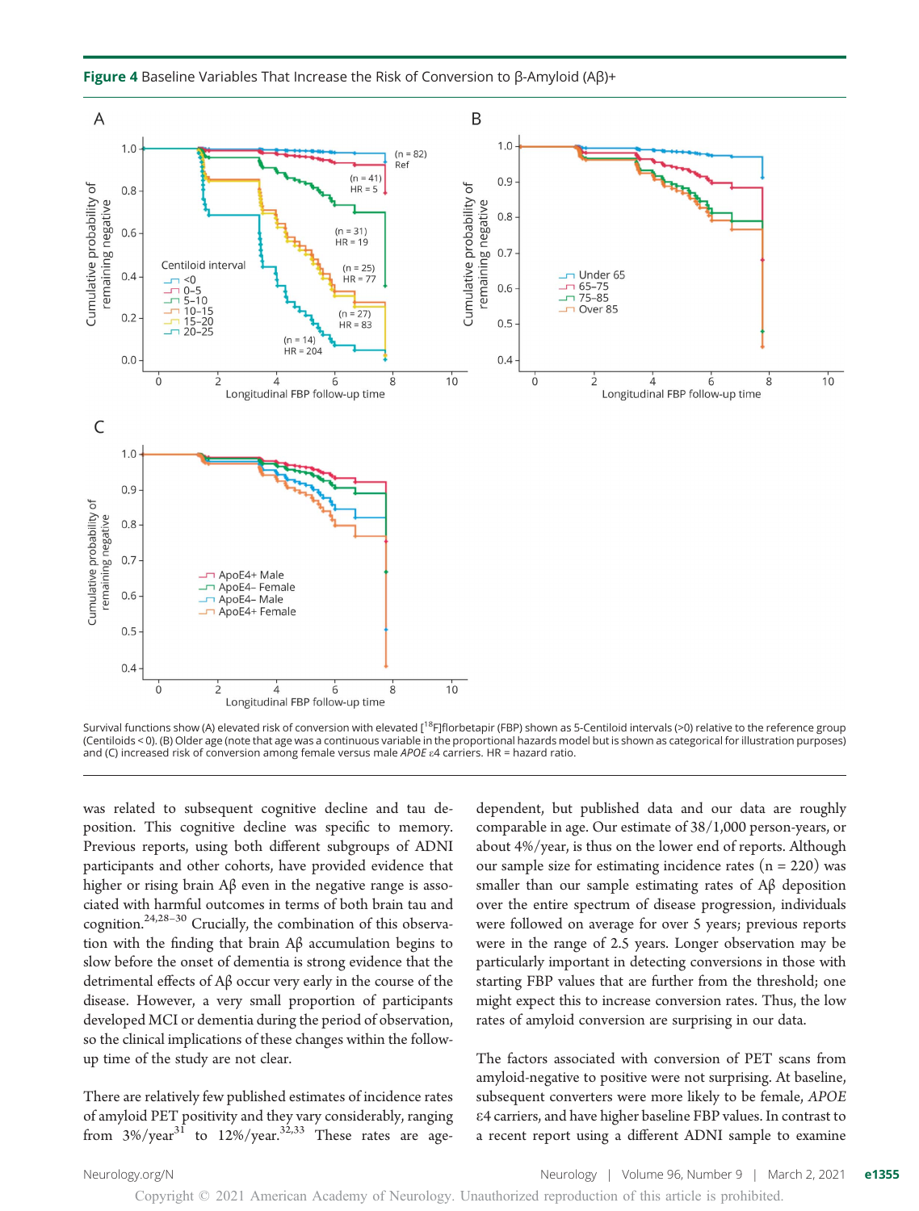**Figure 4** Baseline Variables That Increase the Risk of Conversion to β-Amyloid (Aβ)+

Survival functions show (A) elevated risk of conversion with elevated [[18]F]florbetapir (FBP) shown as 5-Centiloid intervals (>0) relative to the reference group (Centiloids < 0). (B) Older age (note that age was a continuous variable in the proportional hazards model but is shown as categorical for illustration purposes) and (C) increased risk of conversion among female versus male *APOE* ε4 carriers. HR = hazard ratio.

was related to subsequent cognitive decline and tau deposition. This cognitive decline was specific to memory. Previous reports, using both different subgroups of ADNI participants and other cohorts, have provided evidence that higher or rising brain Aβ even in the negative range is associated with harmful outcomes in terms of both brain tau and cognition.[24,28–30] Crucially, the combination of this observation with the finding that brain Aβ accumulation begins to slow before the onset of dementia is strong evidence that the detrimental effects of Aβ occur very early in the course of the disease. However, a very small proportion of participants developed MCI or dementia during the period of observation, so the clinical implications of these changes within the follow-up time of the study are not clear.

There are relatively few published estimates of incidence rates of amyloid PET positivity and they vary considerably, ranging from 3%/year[31] to 12%/year.[32,33] These rates are age-dependent, but published data and our data are roughly comparable in age. Our estimate of 38/1,000 person-years, or about 4%/year, is thus on the lower end of reports. Although our sample size for estimating incidence rates (n = 220) was smaller than our sample estimating rates of Aβ deposition over the entire spectrum of disease progression, individuals were followed on average for over 5 years; previous reports were in the range of 2.5 years. Longer observation may be particularly important in detecting conversions in those with starting FBP values that are further from the threshold; one might expect this to increase conversion rates. Thus, the low rates of amyloid conversion are surprising in our data.

The factors associated with conversion of PET scans from amyloid-negative to positive were not surprising. At baseline, subsequent converters were more likely to be female, *APOE* ε4 carriers, and have higher baseline FBP values. In contrast to a recent report using a different ADNI sample to examine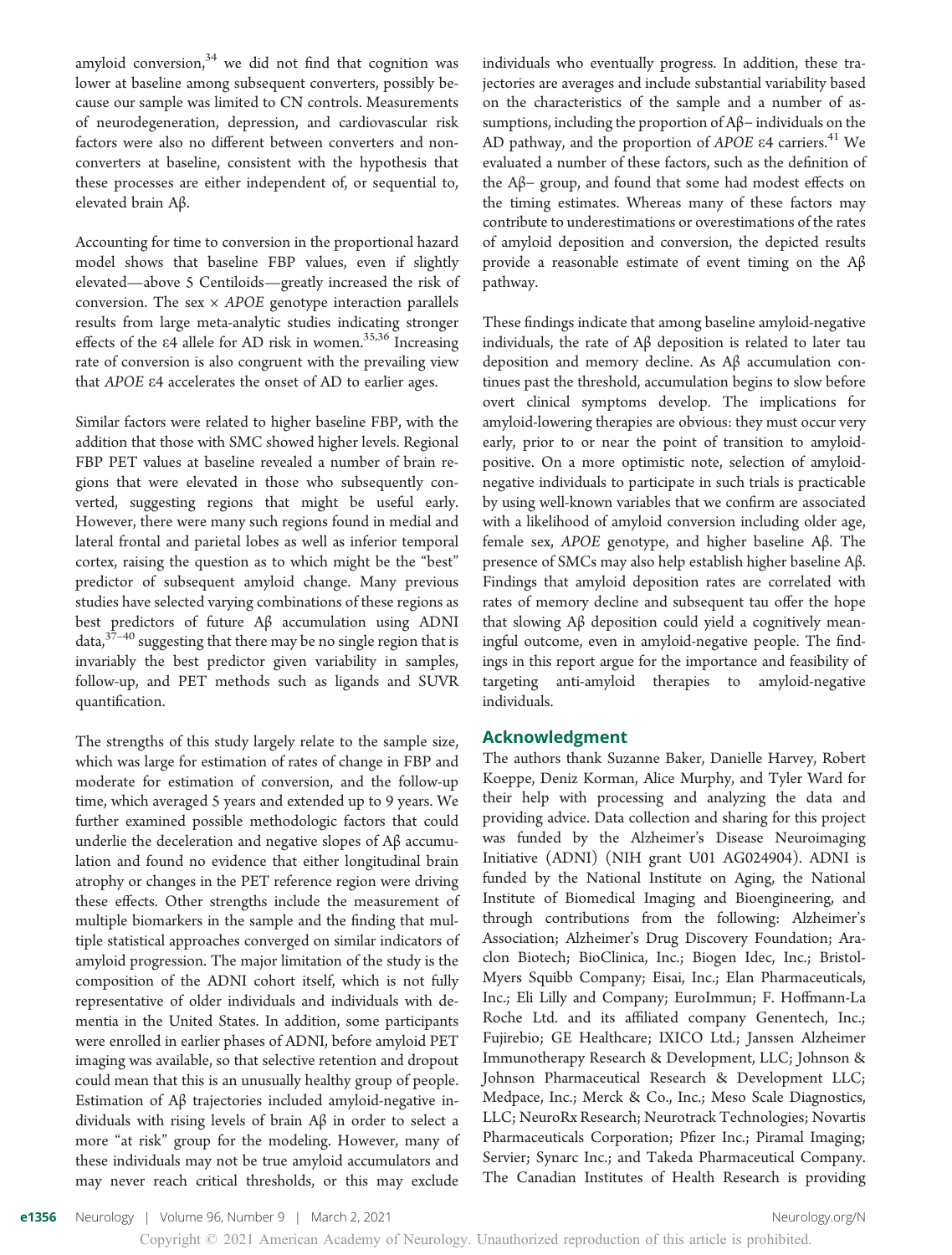amyloid conversion,[34] we did not find that cognition was lower at baseline among subsequent converters, possibly because our sample was limited to CN controls. Measurements of neurodegeneration, depression, and cardiovascular risk factors were also no different between converters and nonconverters at baseline, consistent with the hypothesis that these processes are either independent of, or sequential to, elevated brain Aβ.

Accounting for time to conversion in the proportional hazard model shows that baseline FBP values, even if slightly elevated—above 5 Centiloids—greatly increased the risk of conversion. The sex × *APOE* genotype interaction parallels results from large meta-analytic studies indicating stronger effects of the ε4 allele for AD risk in women.[35,36] Increasing rate of conversion is also congruent with the prevailing view that *APOE* ε4 accelerates the onset of AD to earlier ages.

Similar factors were related to higher baseline FBP, with the addition that those with SMC showed higher levels. Regional FBP PET values at baseline revealed a number of brain regions that were elevated in those who subsequently converted, suggesting regions that might be useful early. However, there were many such regions found in medial and lateral frontal and parietal lobes as well as inferior temporal cortex, raising the question as to which might be the "best" predictor of subsequent amyloid change. Many previous studies have selected varying combinations of these regions as best predictors of future Aβ accumulation using ADNI data,[37–40] suggesting that there may be no single region that is invariably the best predictor given variability in samples, follow-up, and PET methods such as ligands and SUVR quantification.

The strengths of this study largely relate to the sample size, which was large for estimation of rates of change in FBP and moderate for estimation of conversion, and the follow-up time, which averaged 5 years and extended up to 9 years. We further examined possible methodologic factors that could underlie the deceleration and negative slopes of Aβ accumulation and found no evidence that either longitudinal brain atrophy or changes in the PET reference region were driving these effects. Other strengths include the measurement of multiple biomarkers in the sample and the finding that multiple statistical approaches converged on similar indicators of amyloid progression. The major limitation of the study is the composition of the ADNI cohort itself, which is not fully representative of older individuals and individuals with dementia in the United States. In addition, some participants were enrolled in earlier phases of ADNI, before amyloid PET imaging was available, so that selective retention and dropout could mean that this is an unusually healthy group of people. Estimation of Aβ trajectories included amyloid-negative individuals with rising levels of brain Aβ in order to select a more "at risk" group for the modeling. However, many of these individuals may not be true amyloid accumulators and may never reach critical thresholds, or this may exclude individuals who eventually progress. In addition, these trajectories are averages and include substantial variability based on the characteristics of the sample and a number of assumptions, including the proportion of Aβ− individuals on the AD pathway, and the proportion of *APOE* ε4 carriers.[41] We evaluated a number of these factors, such as the definition of the Aβ− group, and found that some had modest effects on the timing estimates. Whereas many of these factors may contribute to underestimations or overestimations of the rates of amyloid deposition and conversion, the depicted results provide a reasonable estimate of event timing on the Aβ pathway.

These findings indicate that among baseline amyloid-negative individuals, the rate of Aβ deposition is related to later tau deposition and memory decline. As Aβ accumulation continues past the threshold, accumulation begins to slow before overt clinical symptoms develop. The implications for amyloid-lowering therapies are obvious: they must occur very early, prior to or near the point of transition to amyloid-positive. On a more optimistic note, selection of amyloid-negative individuals to participate in such trials is practicable by using well-known variables that we confirm are associated with a likelihood of amyloid conversion including older age, female sex, *APOE* genotype, and higher baseline Aβ. The presence of SMCs may also help establish higher baseline Aβ. Findings that amyloid deposition rates are correlated with rates of memory decline and subsequent tau offer the hope that slowing Aβ deposition could yield a cognitively meaningful outcome, even in amyloid-negative people. The findings in this report argue for the importance and feasibility of targeting anti-amyloid therapies to amyloid-negative individuals.

## Acknowledgment

The authors thank Suzanne Baker, Danielle Harvey, Robert Koeppe, Deniz Korman, Alice Murphy, and Tyler Ward for their help with processing and analyzing the data and providing advice. Data collection and sharing for this project was funded by the Alzheimer's Disease Neuroimaging Initiative (ADNI) (NIH grant U01 AG024904). ADNI is funded by the National Institute on Aging, the National Institute of Biomedical Imaging and Bioengineering, and through contributions from the following: Alzheimer's Association; Alzheimer's Drug Discovery Foundation; Araclon Biotech; BioClinica, Inc.; Biogen Idec, Inc.; Bristol-Myers Squibb Company; Eisai, Inc.; Elan Pharmaceuticals, Inc.; Eli Lilly and Company; EuroImmun; F. Hoffmann-La Roche Ltd. and its affiliated company Genentech, Inc.; Fujirebio; GE Healthcare; IXICO Ltd.; Janssen Alzheimer Immunotherapy Research & Development, LLC; Johnson & Johnson Pharmaceutical Research & Development LLC; Medpace, Inc.; Merck & Co., Inc.; Meso Scale Diagnostics, LLC; NeuroRx Research; Neurotrack Technologies; Novartis Pharmaceuticals Corporation; Pfizer Inc.; Piramal Imaging; Servier; Synarc Inc.; and Takeda Pharmaceutical Company. The Canadian Institutes of Health Research is providing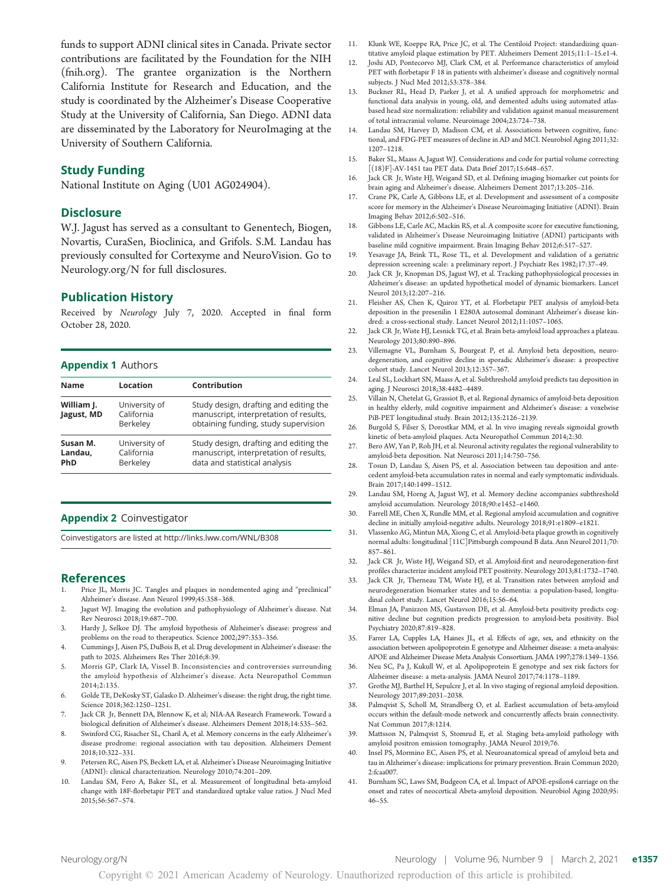funds to support ADNI clinical sites in Canada. Private sector contributions are facilitated by the Foundation for the NIH (fnih.org). The grantee organization is the Northern California Institute for Research and Education, and the study is coordinated by the Alzheimer's Disease Cooperative Study at the University of California, San Diego. ADNI data are disseminated by the Laboratory for NeuroImaging at the University of Southern California.

## Study Funding

National Institute on Aging (U01 AG024904).

## Disclosure

W.J. Jagust has served as a consultant to Genentech, Biogen, Novartis, CuraSen, Bioclinica, and Grifols. S.M. Landau has previously consulted for Cortexyme and NeuroVision. Go to Neurology.org/N for full disclosures.

## Publication History

Received by *Neurology* July 7, 2020. Accepted in final form October 28, 2020.

## Appendix 1 Authors

| Name | Location | Contribution |
|---|---|---|
| **William J. Jagust, MD** | University of California Berkeley | Study design, drafting and editing the manuscript, interpretation of results, obtaining funding, study supervision |
| **Susan M. Landau, PhD** | University of California Berkeley | Study design, drafting and editing the manuscript, interpretation of results, data and statistical analysis |

## Appendix 2 Coinvestigator

Coinvestigators are listed at http://links.lww.com/WNL/B308

## References

1. Price JL, Morris JC. Tangles and plaques in nondemented aging and "preclinical" Alzheimer's disease. Ann Neurol 1999;45:358–368.
2. Jagust WJ. Imaging the evolution and pathophysiology of Alzheimer's disease. Nat Rev Neurosci 2018;19:687–700.
3. Hardy J, Selkoe DJ. The amyloid hypothesis of Alzheimer's disease: progress and problems on the road to therapeutics. Science 2002;297:353–356.
4. Cummings J, Aisen PS, DuBois B, et al. Drug development in Alzheimer's disease: the path to 2025. Alzheimers Res Ther 2016;8:39.
5. Morris GP, Clark IA, Vissel B. Inconsistencies and controversies surrounding the amyloid hypothesis of Alzheimer's disease. Acta Neuropathol Commun 2014;2:135.
6. Golde TE, DeKosky ST, Galasko D. Alzheimer's disease: the right drug, the right time. Science 2018;362:1250–1251.
7. Jack CR Jr, Bennett DA, Blennow K, et al; NIA-AA Research Framework. Toward a biological definition of Alzheimer's disease. Alzheimers Dement 2018;14:535–562.
8. Swinford CG, Risacher SL, Charil A, et al. Memory concerns in the early Alzheimer's disease prodrome: regional association with tau deposition. Alzheimers Dement 2018;10:322–331.
9. Petersen RC, Aisen PS, Beckett LA, et al. Alzheimer's Disease Neuroimaging Initiative (ADNI): clinical characterization. Neurology 2010;74:201–209.
10. Landau SM, Fero A, Baker SL, et al. Measurement of longitudinal beta-amyloid change with 18F-florbetapir PET and standardized uptake value ratios. J Nucl Med 2015;56:567–574.
11. Klunk WE, Koeppe RA, Price JC, et al. The Centiloid Project: standardizing quantitative amyloid plaque estimation by PET. Alzheimers Dement 2015;11:1–15.e1-4.
12. Joshi AD, Pontecorvo MJ, Clark CM, et al. Performance characteristics of amyloid PET with florbetapir F 18 in patients with alzheimer's disease and cognitively normal subjects. J Nucl Med 2012;53:378–384.
13. Buckner RL, Head D, Parker J, et al. A unified approach for morphometric and functional data analysis in young, old, and demented adults using automated atlas-based head size normalization: reliability and validation against manual measurement of total intracranial volume. Neuroimage 2004;23:724–738.
14. Landau SM, Harvey D, Madison CM, et al. Associations between cognitive, functional, and FDG-PET measures of decline in AD and MCI. Neurobiol Aging 2011;32:1207–1218.
15. Baker SL, Maass A, Jagust WJ. Considerations and code for partial volume correcting [(18)F]-AV-1451 tau PET data. Data Brief 2017;15:648–657.
16. Jack CR Jr, Wiste HJ, Weigand SD, et al. Defining imaging biomarker cut points for brain aging and Alzheimer's disease. Alzheimers Dement 2017;13:205–216.
17. Crane PK, Carle A, Gibbons LE, et al. Development and assessment of a composite score for memory in the Alzheimer's Disease Neuroimaging Initiative (ADNI). Brain Imaging Behav 2012;6:502–516.
18. Gibbons LE, Carle AC, Mackin RS, et al. A composite score for executive functioning, validated in Alzheimer's Disease Neuroimaging Initiative (ADNI) participants with baseline mild cognitive impairment. Brain Imaging Behav 2012;6:517–527.
19. Yesavage JA, Brink TL, Rose TL, et al. Development and validation of a geriatric depression screening scale: a preliminary report. J Psychiatr Res 1982;17:37–49.
20. Jack CR Jr, Knopman DS, Jagust WJ, et al. Tracking pathophysiological processes in Alzheimer's disease: an updated hypothetical model of dynamic biomarkers. Lancet Neurol 2013;12:207–216.
21. Fleisher AS, Chen K, Quiroz YT, et al. Florbetapir PET analysis of amyloid-beta deposition in the presenilin 1 E280A autosomal dominant Alzheimer's disease kindred: a cross-sectional study. Lancet Neurol 2012;11:1057–1065.
22. Jack CR Jr, Wiste HJ, Lesnick TG, et al. Brain beta-amyloid load approaches a plateau. Neurology 2013;80:890–896.
23. Villemagne VL, Burnham S, Bourgeat P, et al. Amyloid beta deposition, neurodegeneration, and cognitive decline in sporadic Alzheimer's disease: a prospective cohort study. Lancet Neurol 2013;12:357–367.
24. Leal SL, Lockhart SN, Maass A, et al. Subthreshold amyloid predicts tau deposition in aging. J Neurosci 2018;38:4482–4489.
25. Villain N, Chetelat G, Grassiot B, et al. Regional dynamics of amyloid-beta deposition in healthy elderly, mild cognitive impairment and Alzheimer's disease: a voxelwise PiB-PET longitudinal study. Brain 2012;135:2126–2139.
26. Burgold S, Filser S, Dorostkar MM, et al. In vivo imaging reveals sigmoidal growth kinetic of beta-amyloid plaques. Acta Neuropathol Commun 2014;2:30.
27. Bero AW, Yan P, Roh JH, et al. Neuronal activity regulates the regional vulnerability to amyloid-beta deposition. Nat Neurosci 2011;14:750–756.
28. Tosun D, Landau S, Aisen PS, et al. Association between tau deposition and antecedent amyloid-beta accumulation rates in normal and early symptomatic individuals. Brain 2017;140:1499–1512.
29. Landau SM, Horng A, Jagust WJ, et al. Memory decline accompanies subthreshold amyloid accumulation. Neurology 2018;90:e1452–e1460.
30. Farrell ME, Chen X, Rundle MM, et al. Regional amyloid accumulation and cognitive decline in initially amyloid-negative adults. Neurology 2018;91:e1809–e1821.
31. Vlassenko AG, Mintun MA, Xiong C, et al. Amyloid-beta plaque growth in cognitively normal adults: longitudinal [11C]Pittsburgh compound B data. Ann Neurol 2011;70:857–861.
32. Jack CR Jr, Wiste HJ, Weigand SD, et al. Amyloid-first and neurodegeneration-first profiles characterize incident amyloid PET positivity. Neurology 2013;81:1732–1740.
33. Jack CR Jr, Therneau TM, Wiste HJ, et al. Transition rates between amyloid and neurodegeneration biomarker states and to dementia: a population-based, longitudinal cohort study. Lancet Neurol 2016;15:56–64.
34. Elman JA, Panizzon MS, Gustavson DE, et al. Amyloid-beta positivity predicts cognitive decline but cognition predicts progression to amyloid-beta positivity. Biol Psychiatry 2020;87:819–828.
35. Farrer LA, Cupples LA, Haines JL, et al. Effects of age, sex, and ethnicity on the association between apolipoprotein E genotype and Alzheimer disease: a meta-analysis: APOE and Alzheimer Disease Meta Analysis Consortium. JAMA 1997;278:1349–1356.
36. Neu SC, Pa J, Kukull W, et al. Apolipoprotein E genotype and sex risk factors for Alzheimer disease: a meta-analysis. JAMA Neurol 2017;74:1178–1189.
37. Grothe MJ, Barthel H, Sepulcre J, et al. In vivo staging of regional amyloid deposition. Neurology 2017;89:2031–2038.
38. Palmqvist S, Scholl M, Strandberg O, et al. Earliest accumulation of beta-amyloid occurs within the default-mode network and concurrently affects brain connectivity. Nat Commun 2017;8:1214.
39. Mattsson N, Palmqvist S, Stomrud E, et al. Staging beta-amyloid pathology with amyloid positron emission tomography. JAMA Neurol 2019;76.
40. Insel PS, Mormino EC, Aisen PS, et al. Neuroanatomical spread of amyloid beta and tau in Alzheimer's disease: implications for primary prevention. Brain Commun 2020;2:fcaa007.
41. Burnham SC, Laws SM, Budgeon CA, et al. Impact of APOE-epsilon4 carriage on the onset and rates of neocortical Abeta-amyloid deposition. Neurobiol Aging 2020;95:46–55.